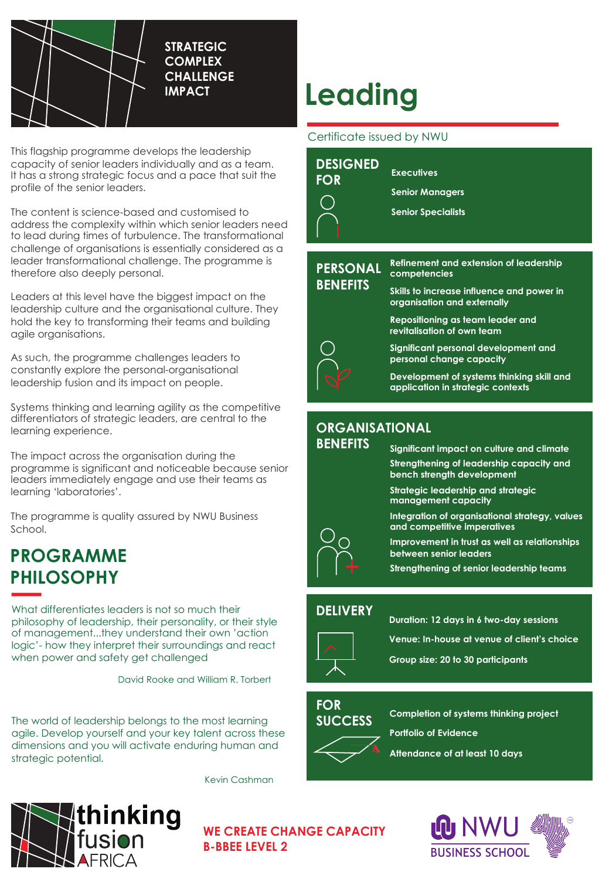**STRATEGIC**
**COMPLEX**
**CHALLENGE**
**IMPACT**

# Leading

Certificate issued by NWU

This flagship programme develops the leadership capacity of senior leaders individually and as a team. It has a strong strategic focus and a pace that suit the profile of the senior leaders.

The content is science-based and customised to address the complexity within which senior leaders need to lead during times of turbulence. The transformational challenge of organisations is essentially considered as a leader transformational challenge. The programme is therefore also deeply personal.

Leaders at this level have the biggest impact on the leadership culture and the organisational culture. They hold the key to transforming their teams and building agile organisations.

As such, the programme challenges leaders to constantly explore the personal-organisational leadership fusion and its impact on people.

Systems thinking and learning agility as the competitive differentiators of strategic leaders, are central to the learning experience.

The impact across the organisation during the programme is significant and noticeable because senior leaders immediately engage and use their teams as learning 'laboratories'.

The programme is quality assured by NWU Business School.

## PROGRAMME PHILOSOPHY

What differentiates leaders is not so much their philosophy of leadership, their personality, or their style of management...they understand their own 'action logic'- how they interpret their surroundings and react when power and safety get challenged

David Rooke and William R. Torbert

The world of leadership belongs to the most learning agile. Develop yourself and your key talent across these dimensions and you will activate enduring human and strategic potential.

Kevin Cashman

## DESIGNED FOR

- Executives
- Senior Managers
- Senior Specialists

## PERSONAL BENEFITS

- Refinement and extension of leadership competencies
- Skills to increase influence and power in organisation and externally
- Repositioning as team leader and revitalisation of own team
- Significant personal development and personal change capacity
- Development of systems thinking skill and application in strategic contexts

## ORGANISATIONAL BENEFITS

- Significant impact on culture and climate
- Strengthening of leadership capacity and bench strength development
- Strategic leadership and strategic management capacity
- Integration of organisational strategy, values and competitive imperatives
- Improvement in trust as well as relationships between senior leaders
- Strengthening of senior leadership teams

## DELIVERY

- Duration: 12 days in 6 two-day sessions
- Venue: In-house at venue of client's choice
- Group size: 20 to 30 participants

## FOR SUCCESS

- Completion of systems thinking project
- Portfolio of Evidence
- Attendance of at least 10 days

thinking fusion AFRICA

**WE CREATE CHANGE CAPACITY**
**B-BBEE LEVEL 2**

NWU BUSINESS SCHOOL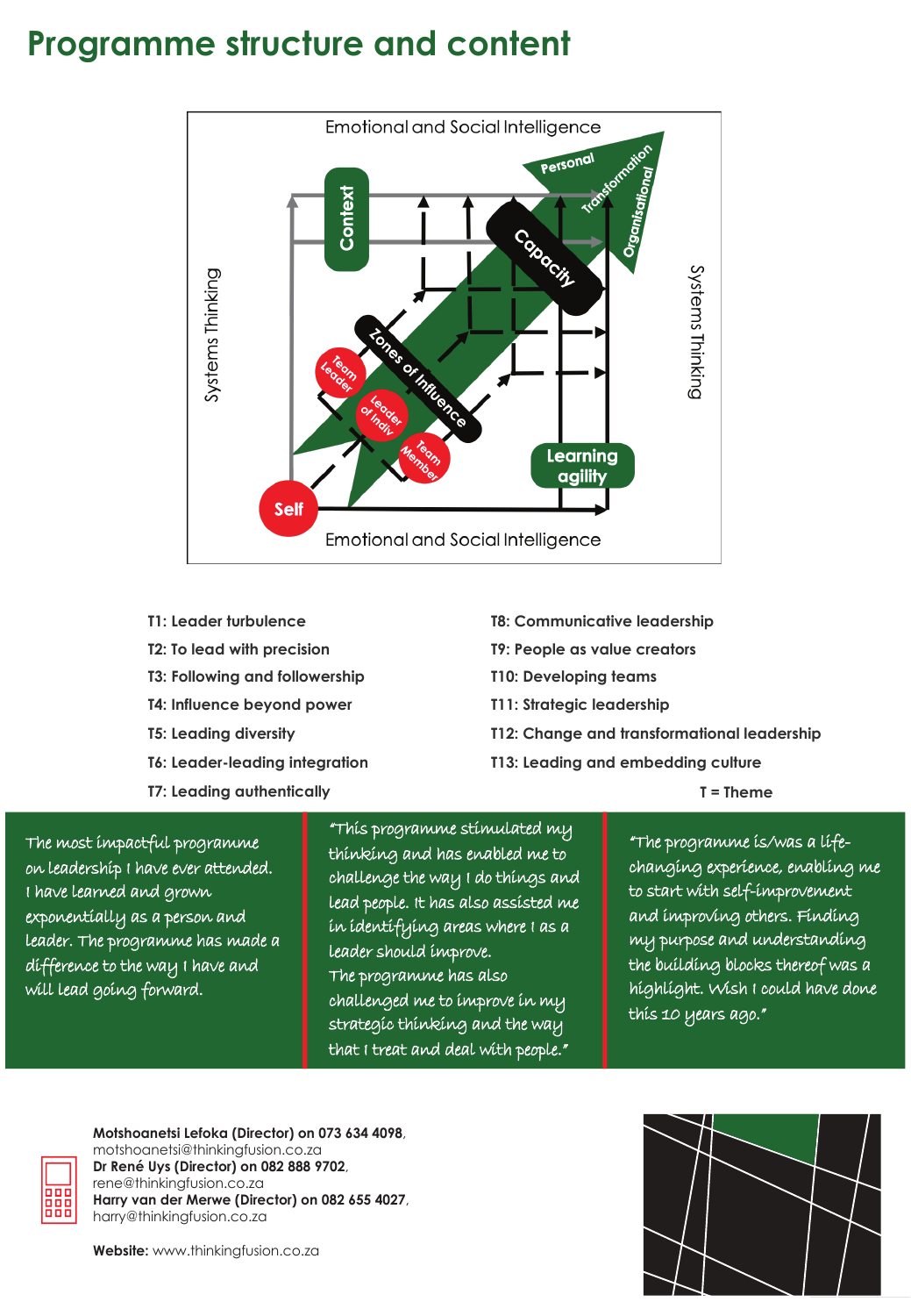# Programme structure and content

Emotional and Social Intelligence

Personal

Transformation

Organisational

Context

Capacity

Systems Thinking

Systems Thinking

Zones of Influence

Team Leader

Leader of Indiv

Team Member

Learning agility

Self

Emotional and Social Intelligence

**T1: Leader turbulence**

**T2: To lead with precision**

**T3: Following and followership**

**T4: Influence beyond power**

**T5: Leading diversity**

**T6: Leader-leading integration**

**T7: Leading authentically**

**T8: Communicative leadership**

**T9: People as value creators**

**T10: Developing teams**

**T11: Strategic leadership**

**T12: Change and transformational leadership**

**T13: Leading and embedding culture**

**T = Theme**

The most impactful programme on leadership I have ever attended. I have learned and grown exponentially as a person and leader. The programme has made a difference to the way I have and will lead going forward.

"This programme stimulated my thinking and has enabled me to challenge the way I do things and lead people. It has also assisted me in identifying areas where I as a leader should improve. The programme has also challenged me to improve in my strategic thinking and the way that I treat and deal with people."

"The programme is/was a life-changing experience, enabling me to start with self-improvement and improving others. Finding my purpose and understanding the building blocks thereof was a highlight. Wish I could have done this 10 years ago."

**Motshoanetsi Lefoka (Director) on 073 634 4098**,
motshoanetsi@thinkingfusion.co.za
**Dr René Uys (Director) on 082 888 9702**,
rene@thinkingfusion.co.za
**Harry van der Merwe (Director) on 082 655 4027**,
harry@thinkingfusion.co.za

**Website:** www.thinkingfusion.co.za